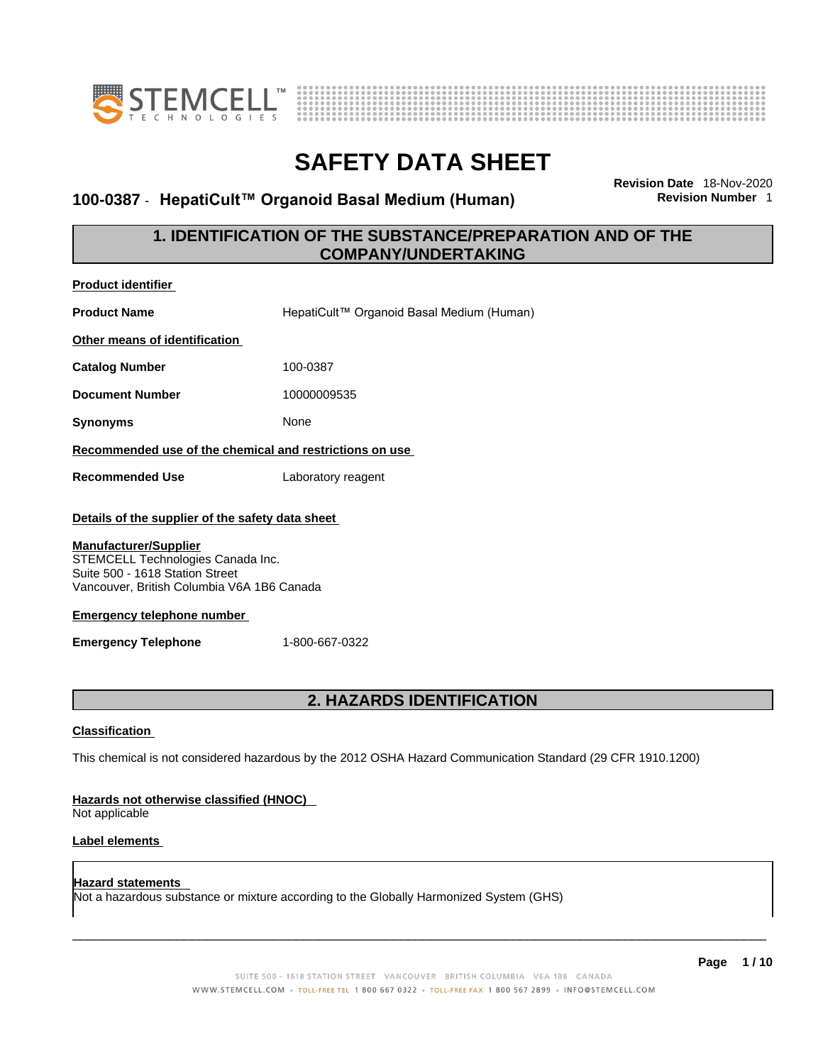# SAFETY DATA SHEET

**100-0387 - HepatiCult™ Organoid Basal Medium (Human)**

**Revision Date** 18-Nov-2020
**Revision Number** 1

## 1. IDENTIFICATION OF THE SUBSTANCE/PREPARATION AND OF THE COMPANY/UNDERTAKING

**Product identifier**

**Product Name** HepatiCult™ Organoid Basal Medium (Human)

**Other means of identification**

**Catalog Number** 100-0387

**Document Number** 10000009535

**Synonyms** None

**Recommended use of the chemical and restrictions on use**

**Recommended Use** Laboratory reagent

**Details of the supplier of the safety data sheet**

**Manufacturer/Supplier**
STEMCELL Technologies Canada Inc.
Suite 500 - 1618 Station Street
Vancouver, British Columbia V6A 1B6 Canada

**Emergency telephone number**

**Emergency Telephone** 1-800-667-0322

## 2. HAZARDS IDENTIFICATION

**Classification**

This chemical is not considered hazardous by the 2012 OSHA Hazard Communication Standard (29 CFR 1910.1200)

**Hazards not otherwise classified (HNOC)**
Not applicable

**Label elements**

**Hazard statements**
Not a hazardous substance or mixture according to the Globally Harmonized System (GHS)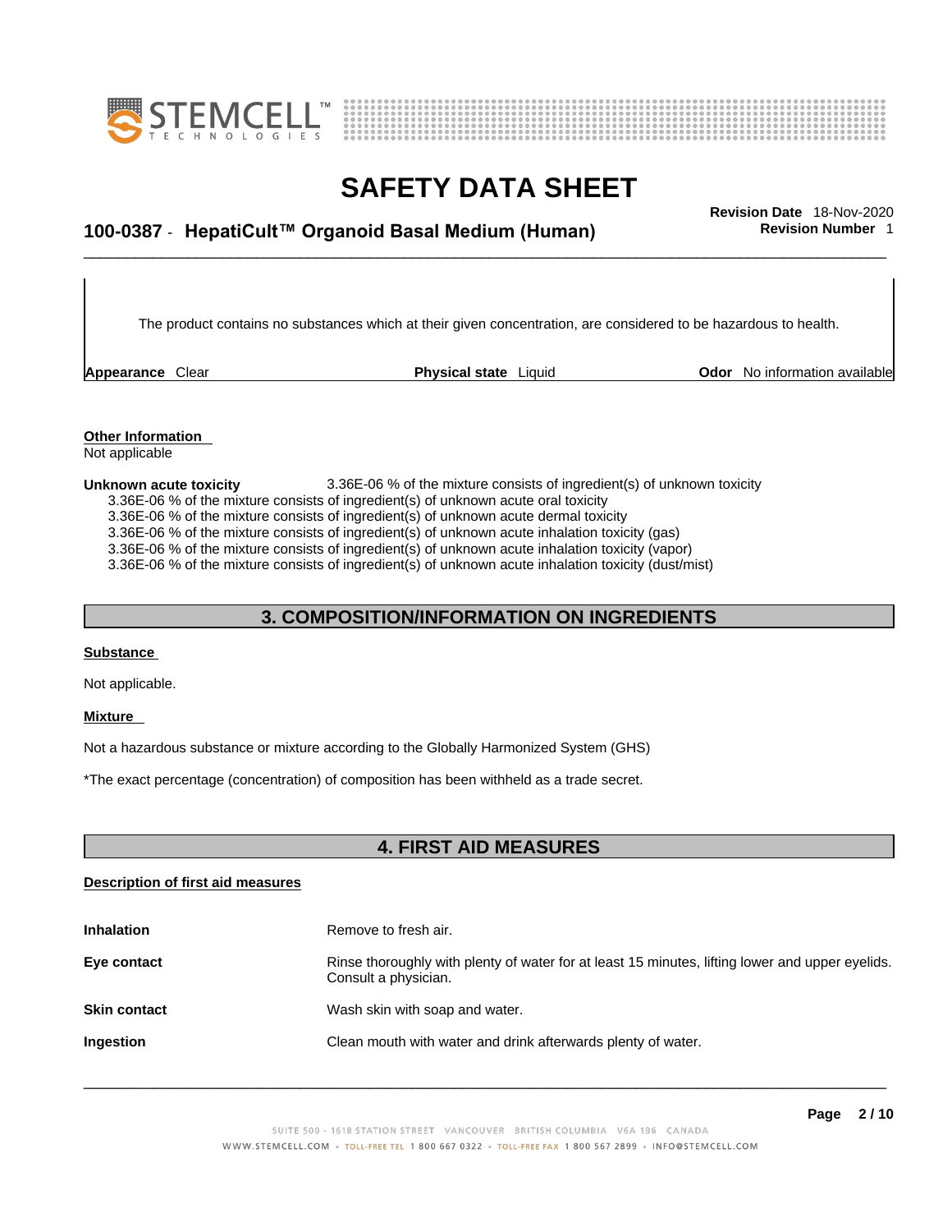The product contains no substances which at their given concentration, are considered to be hazardous to health.

| **Appearance** Clear | **Physical state** Liquid | **Odor** No information available |
|---|---|---|

**Other Information**

Not applicable

**Unknown acute toxicity** 3.36E-06 % of the mixture consists of ingredient(s) of unknown toxicity

3.36E-06 % of the mixture consists of ingredient(s) of unknown acute oral toxicity
3.36E-06 % of the mixture consists of ingredient(s) of unknown acute dermal toxicity
3.36E-06 % of the mixture consists of ingredient(s) of unknown acute inhalation toxicity (gas)
3.36E-06 % of the mixture consists of ingredient(s) of unknown acute inhalation toxicity (vapor)
3.36E-06 % of the mixture consists of ingredient(s) of unknown acute inhalation toxicity (dust/mist)

## 3. COMPOSITION/INFORMATION ON INGREDIENTS

**Substance**

Not applicable.

**Mixture**

Not a hazardous substance or mixture according to the Globally Harmonized System (GHS)

*The exact percentage (concentration) of composition has been withheld as a trade secret.

## 4. FIRST AID MEASURES

**Description of first aid measures**

**Inhalation** Remove to fresh air.

**Eye contact** Rinse thoroughly with plenty of water for at least 15 minutes, lifting lower and upper eyelids. Consult a physician.

**Skin contact** Wash skin with soap and water.

**Ingestion** Clean mouth with water and drink afterwards plenty of water.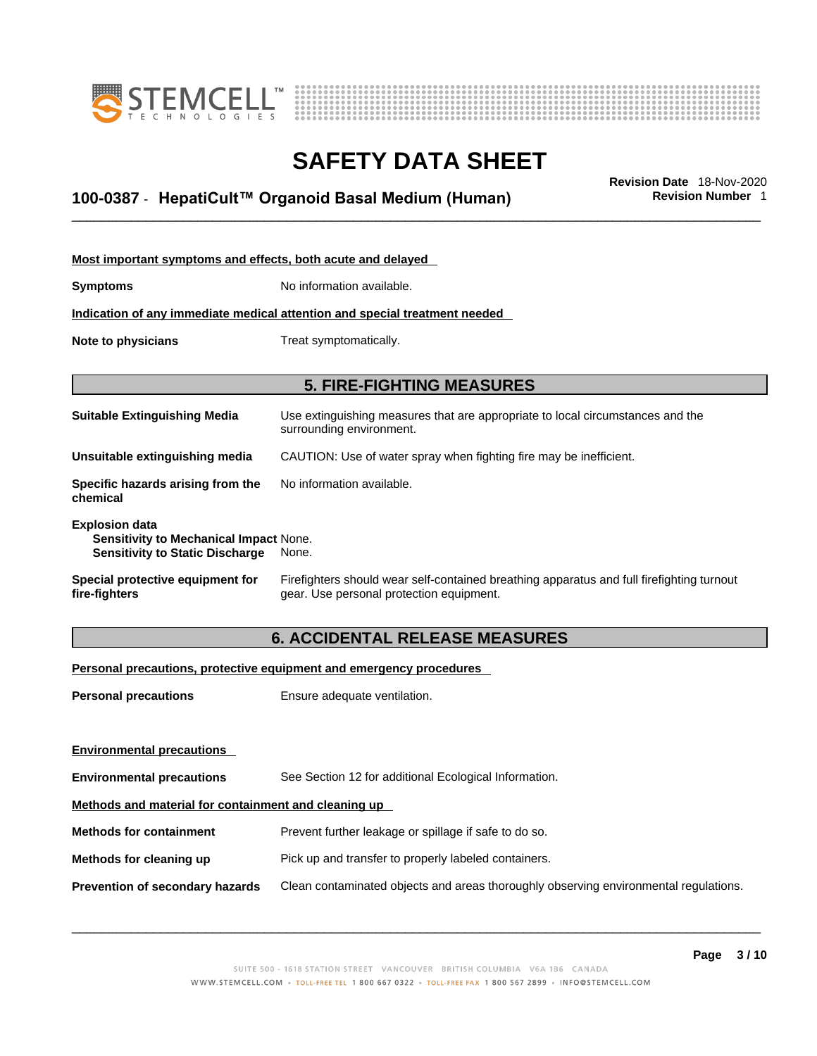**Most important symptoms and effects, both acute and delayed**

**Symptoms** No information available.

**Indication of any immediate medical attention and special treatment needed**

**Note to physicians** Treat symptomatically.

## 5. FIRE-FIGHTING MEASURES

**Suitable Extinguishing Media** Use extinguishing measures that are appropriate to local circumstances and the surrounding environment.

**Unsuitable extinguishing media** CAUTION: Use of water spray when fighting fire may be inefficient.

**Specific hazards arising from the chemical** No information available.

**Explosion data**
- **Sensitivity to Mechanical Impact** None.
- **Sensitivity to Static Discharge** None.

**Special protective equipment for fire-fighters** Firefighters should wear self-contained breathing apparatus and full firefighting turnout gear. Use personal protection equipment.

## 6. ACCIDENTAL RELEASE MEASURES

**Personal precautions, protective equipment and emergency procedures**

**Personal precautions** Ensure adequate ventilation.

**Environmental precautions**

**Environmental precautions** See Section 12 for additional Ecological Information.

**Methods and material for containment and cleaning up**

**Methods for containment** Prevent further leakage or spillage if safe to do so.

**Methods for cleaning up** Pick up and transfer to properly labeled containers.

**Prevention of secondary hazards** Clean contaminated objects and areas thoroughly observing environmental regulations.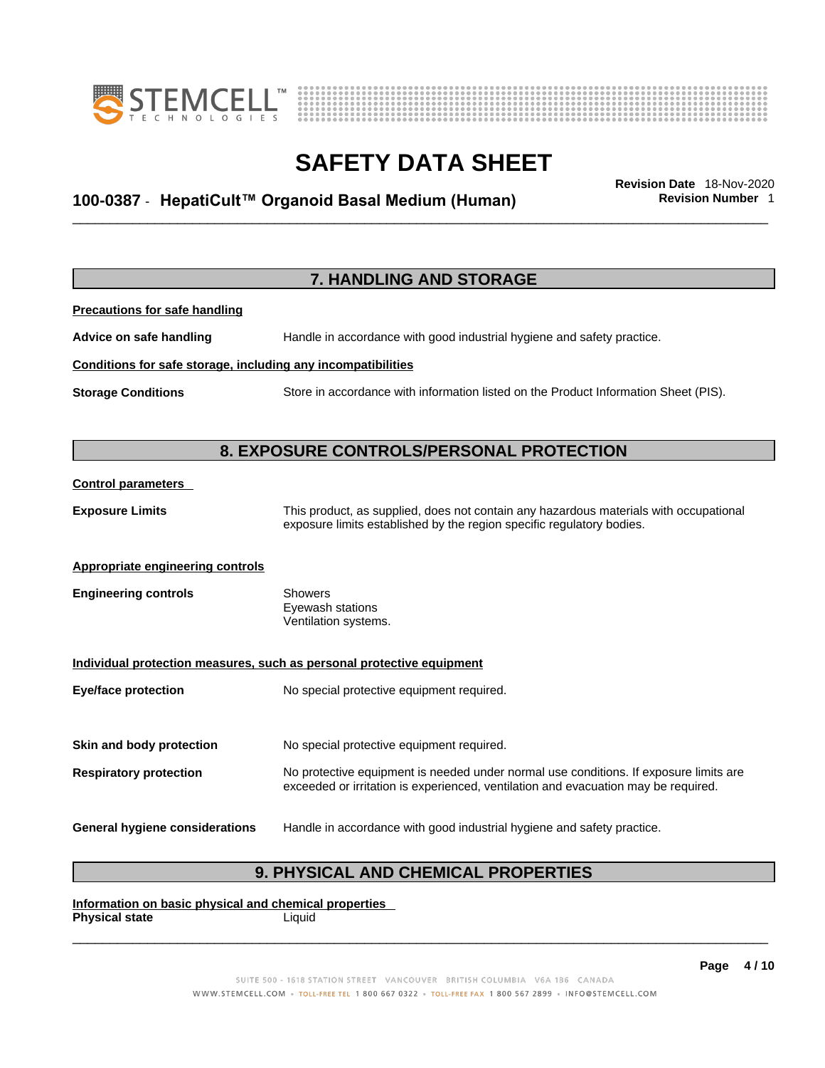## 7. HANDLING AND STORAGE

**Precautions for safe handling**

**Advice on safe handling** Handle in accordance with good industrial hygiene and safety practice.

**Conditions for safe storage, including any incompatibilities**

**Storage Conditions** Store in accordance with information listed on the Product Information Sheet (PIS).

## 8. EXPOSURE CONTROLS/PERSONAL PROTECTION

**Control parameters**

**Exposure Limits** This product, as supplied, does not contain any hazardous materials with occupational exposure limits established by the region specific regulatory bodies.

**Appropriate engineering controls**

**Engineering controls** Showers
Eyewash stations
Ventilation systems.

**Individual protection measures, such as personal protective equipment**

**Eye/face protection** No special protective equipment required.

**Skin and body protection** No special protective equipment required.

**Respiratory protection** No protective equipment is needed under normal use conditions. If exposure limits are exceeded or irritation is experienced, ventilation and evacuation may be required.

**General hygiene considerations** Handle in accordance with good industrial hygiene and safety practice.

## 9. PHYSICAL AND CHEMICAL PROPERTIES

**Information on basic physical and chemical properties**

**Physical state** Liquid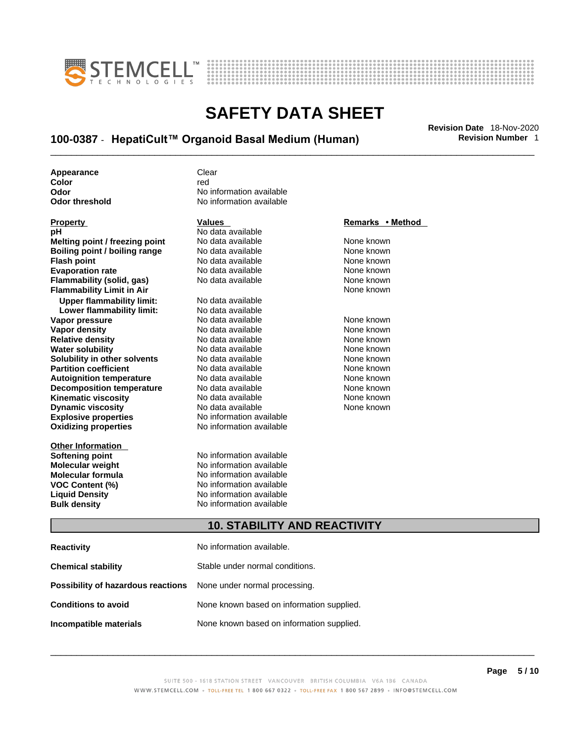| | |
|---|---|
| **Appearance** | Clear |
| **Color** | red |
| **Odor** | No information available |
| **Odor threshold** | No information available |

| Property | Values | Remarks • Method |
|---|---|---|
| **pH** | No data available | |
| **Melting point / freezing point** | No data available | None known |
| **Boiling point / boiling range** | No data available | None known |
| **Flash point** | No data available | None known |
| **Evaporation rate** | No data available | None known |
| **Flammability (solid, gas)** | No data available | None known |
| **Flammability Limit in Air** | | None known |
| **Upper flammability limit:** | No data available | |
| **Lower flammability limit:** | No data available | |
| **Vapor pressure** | No data available | None known |
| **Vapor density** | No data available | None known |
| **Relative density** | No data available | None known |
| **Water solubility** | No data available | None known |
| **Solubility in other solvents** | No data available | None known |
| **Partition coefficient** | No data available | None known |
| **Autoignition temperature** | No data available | None known |
| **Decomposition temperature** | No data available | None known |
| **Kinematic viscosity** | No data available | None known |
| **Dynamic viscosity** | No data available | None known |
| **Explosive properties** | No information available | |
| **Oxidizing properties** | No information available | |

| Other Information | |
|---|---|
| **Softening point** | No information available |
| **Molecular weight** | No information available |
| **Molecular formula** | No information available |
| **VOC Content (%)** | No information available |
| **Liquid Density** | No information available |
| **Bulk density** | No information available |

## 10. STABILITY AND REACTIVITY

| | |
|---|---|
| **Reactivity** | No information available. |
| **Chemical stability** | Stable under normal conditions. |
| **Possibility of hazardous reactions** | None under normal processing. |
| **Conditions to avoid** | None known based on information supplied. |
| **Incompatible materials** | None known based on information supplied. |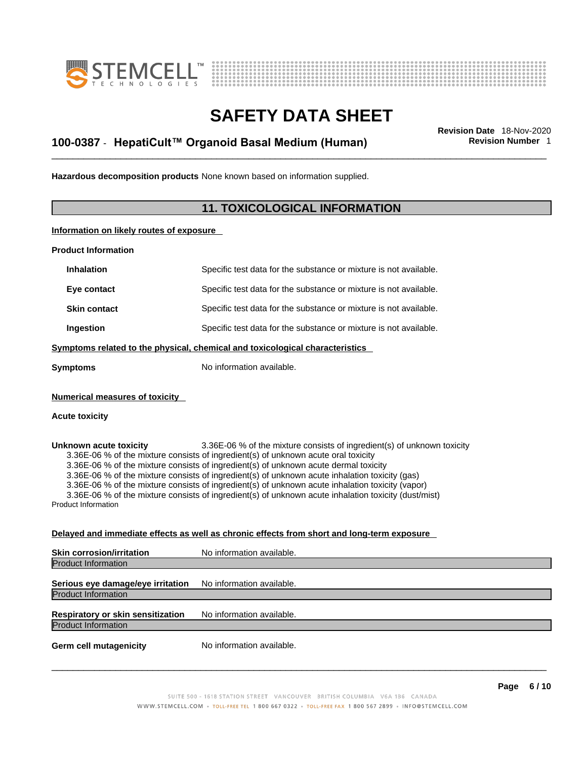**Hazardous decomposition products** None known based on information supplied.

## 11. TOXICOLOGICAL INFORMATION

**Information on likely routes of exposure**

**Product Information**

| | |
|---|---|
| **Inhalation** | Specific test data for the substance or mixture is not available. |
| **Eye contact** | Specific test data for the substance or mixture is not available. |
| **Skin contact** | Specific test data for the substance or mixture is not available. |
| **Ingestion** | Specific test data for the substance or mixture is not available. |

**Symptoms related to the physical, chemical and toxicological characteristics**

**Symptoms** No information available.

**Numerical measures of toxicity**

**Acute toxicity**

**Unknown acute toxicity** 3.36E-06 % of the mixture consists of ingredient(s) of unknown toxicity
3.36E-06 % of the mixture consists of ingredient(s) of unknown acute oral toxicity
3.36E-06 % of the mixture consists of ingredient(s) of unknown acute dermal toxicity
3.36E-06 % of the mixture consists of ingredient(s) of unknown acute inhalation toxicity (gas)
3.36E-06 % of the mixture consists of ingredient(s) of unknown acute inhalation toxicity (vapor)
3.36E-06 % of the mixture consists of ingredient(s) of unknown acute inhalation toxicity (dust/mist)
Product Information

**Delayed and immediate effects as well as chronic effects from short and long-term exposure**

**Skin corrosion/irritation** No information available.
Product Information

**Serious eye damage/eye irritation** No information available.
Product Information

**Respiratory or skin sensitization** No information available.
Product Information

**Germ cell mutagenicity** No information available.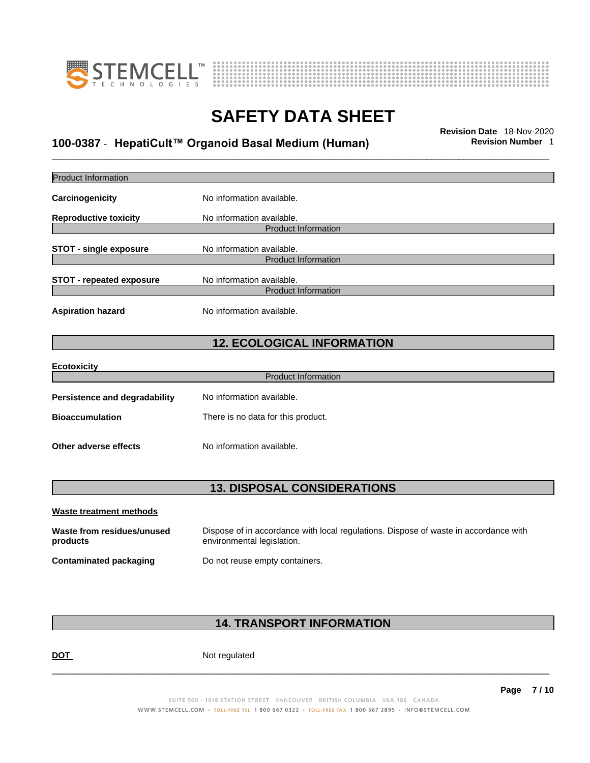Product Information

**Carcinogenicity** No information available.

**Reproductive toxicity** No information available.

Product Information

**STOT - single exposure** No information available.

Product Information

**STOT - repeated exposure** No information available.

Product Information

**Aspiration hazard** No information available.

## 12. ECOLOGICAL INFORMATION

**Ecotoxicity**

Product Information

**Persistence and degradability** No information available.

**Bioaccumulation** There is no data for this product.

**Other adverse effects** No information available.

## 13. DISPOSAL CONSIDERATIONS

**Waste treatment methods**

**Waste from residues/unused products** Dispose of in accordance with local regulations. Dispose of waste in accordance with environmental legislation.

**Contaminated packaging** Do not reuse empty containers.

## 14. TRANSPORT INFORMATION

**DOT** Not regulated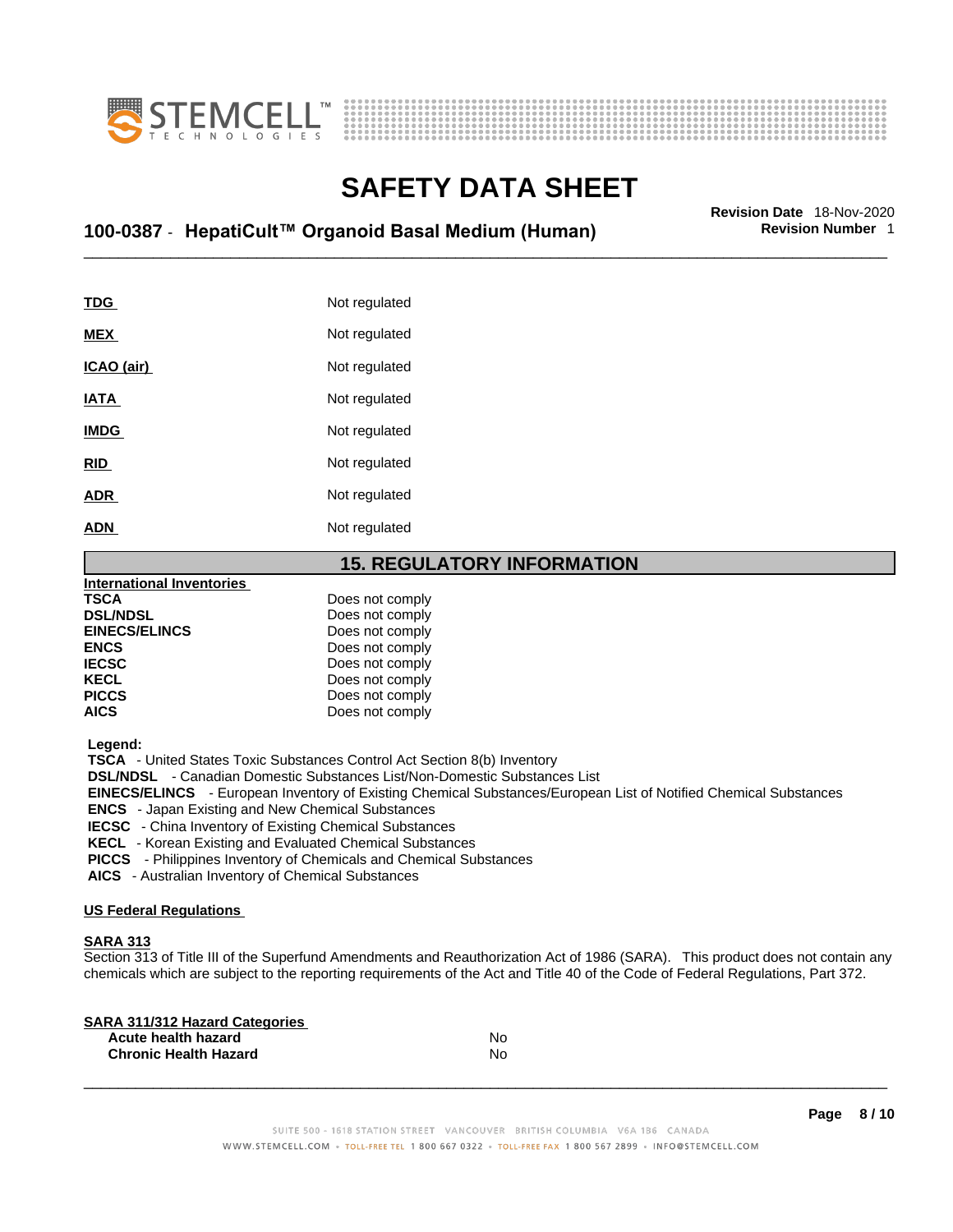| | |
|---|---|
| **TDG** | Not regulated |
| **MEX** | Not regulated |
| **ICAO (air)** | Not regulated |
| **IATA** | Not regulated |
| **IMDG** | Not regulated |
| **RID** | Not regulated |
| **ADR** | Not regulated |
| **ADN** | Not regulated |

## 15. REGULATORY INFORMATION

**International Inventories**

| | |
|---|---|
| **TSCA** | Does not comply |
| **DSL/NDSL** | Does not comply |
| **EINECS/ELINCS** | Does not comply |
| **ENCS** | Does not comply |
| **IECSC** | Does not comply |
| **KECL** | Does not comply |
| **PICCS** | Does not comply |
| **AICS** | Does not comply |

**Legend:**

**TSCA** - United States Toxic Substances Control Act Section 8(b) Inventory
**DSL/NDSL** - Canadian Domestic Substances List/Non-Domestic Substances List
**EINECS/ELINCS** - European Inventory of Existing Chemical Substances/European List of Notified Chemical Substances
**ENCS** - Japan Existing and New Chemical Substances
**IECSC** - China Inventory of Existing Chemical Substances
**KECL** - Korean Existing and Evaluated Chemical Substances
**PICCS** - Philippines Inventory of Chemicals and Chemical Substances
**AICS** - Australian Inventory of Chemical Substances

**US Federal Regulations**

**SARA 313**

Section 313 of Title III of the Superfund Amendments and Reauthorization Act of 1986 (SARA). This product does not contain any chemicals which are subject to the reporting requirements of the Act and Title 40 of the Code of Federal Regulations, Part 372.

**SARA 311/312 Hazard Categories**

| | |
|---|---|
| **Acute health hazard** | No |
| **Chronic Health Hazard** | No |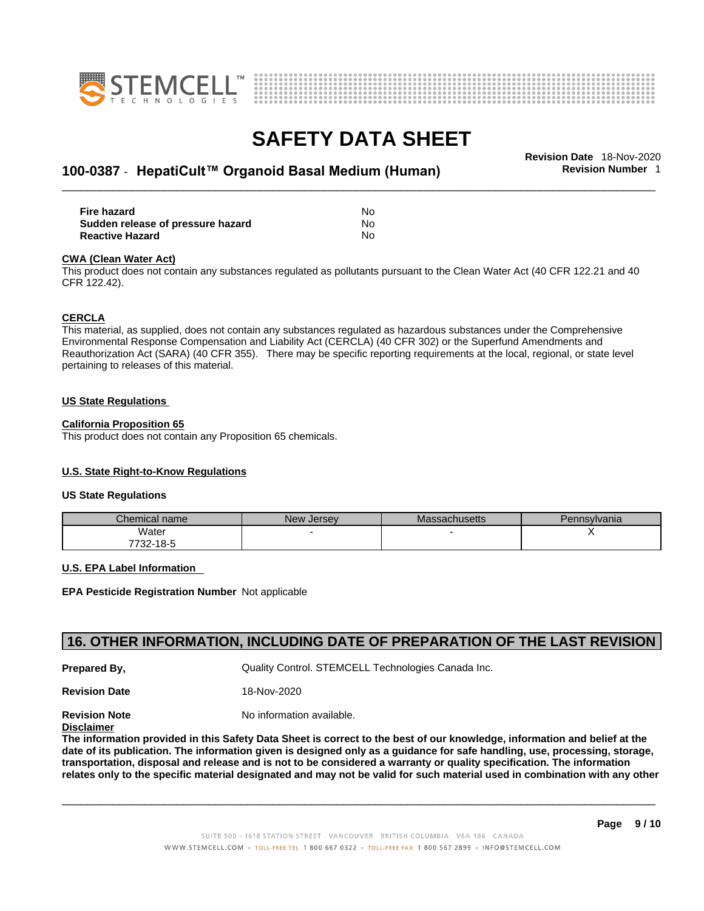| | |
|---|---|
| **Fire hazard** | No |
| **Sudden release of pressure hazard** | No |
| **Reactive Hazard** | No |

**CWA (Clean Water Act)**

This product does not contain any substances regulated as pollutants pursuant to the Clean Water Act (40 CFR 122.21 and 40 CFR 122.42).

**CERCLA**

This material, as supplied, does not contain any substances regulated as hazardous substances under the Comprehensive Environmental Response Compensation and Liability Act (CERCLA) (40 CFR 302) or the Superfund Amendments and Reauthorization Act (SARA) (40 CFR 355). There may be specific reporting requirements at the local, regional, or state level pertaining to releases of this material.

**US State Regulations**

**California Proposition 65**

This product does not contain any Proposition 65 chemicals.

**U.S. State Right-to-Know Regulations**

**US State Regulations**

| Chemical name | New Jersey | Massachusetts | Pennsylvania |
|---|---|---|---|
| Water<br>7732-18-5 | - | - | X |

**U.S. EPA Label Information**

**EPA Pesticide Registration Number** Not applicable

## 16. OTHER INFORMATION, INCLUDING DATE OF PREPARATION OF THE LAST REVISION

**Prepared By,** Quality Control. STEMCELL Technologies Canada Inc.

**Revision Date** 18-Nov-2020

**Revision Note** No information available.

**Disclaimer**

**The information provided in this Safety Data Sheet is correct to the best of our knowledge, information and belief at the date of its publication. The information given is designed only as a guidance for safe handling, use, processing, storage, transportation, disposal and release and is not to be considered a warranty or quality specification. The information relates only to the specific material designated and may not be valid for such material used in combination with any other**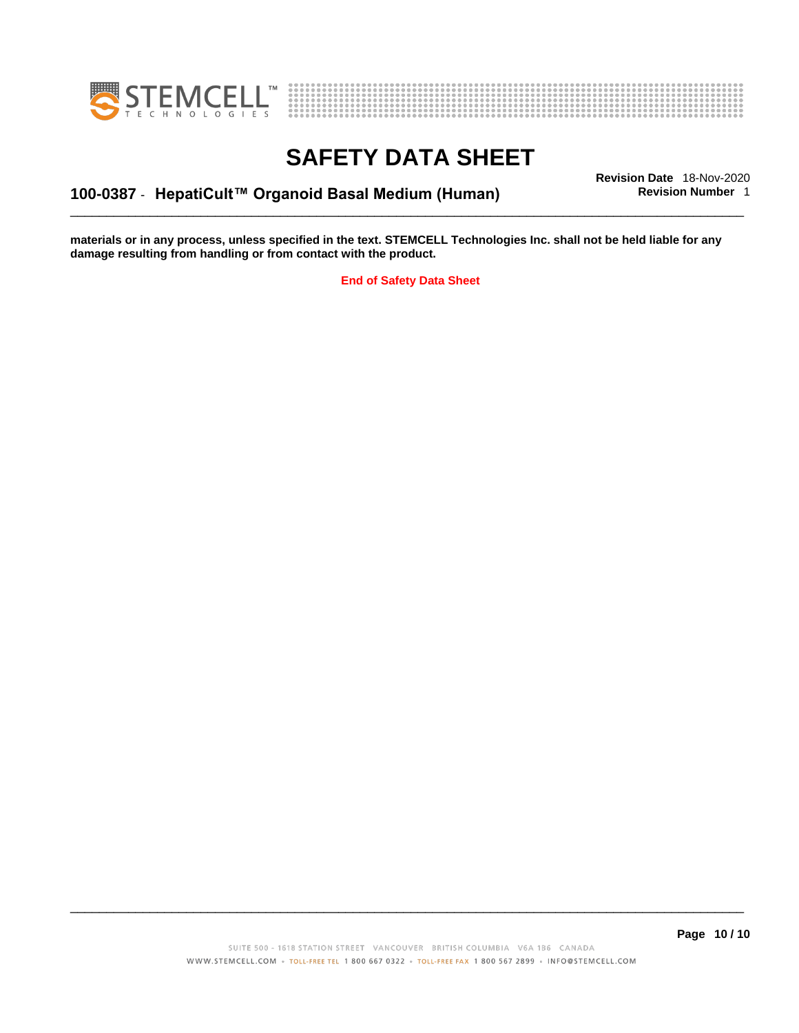**materials or in any process, unless specified in the text. STEMCELL Technologies Inc. shall not be held liable for any damage resulting from handling or from contact with the product.**

**End of Safety Data Sheet**